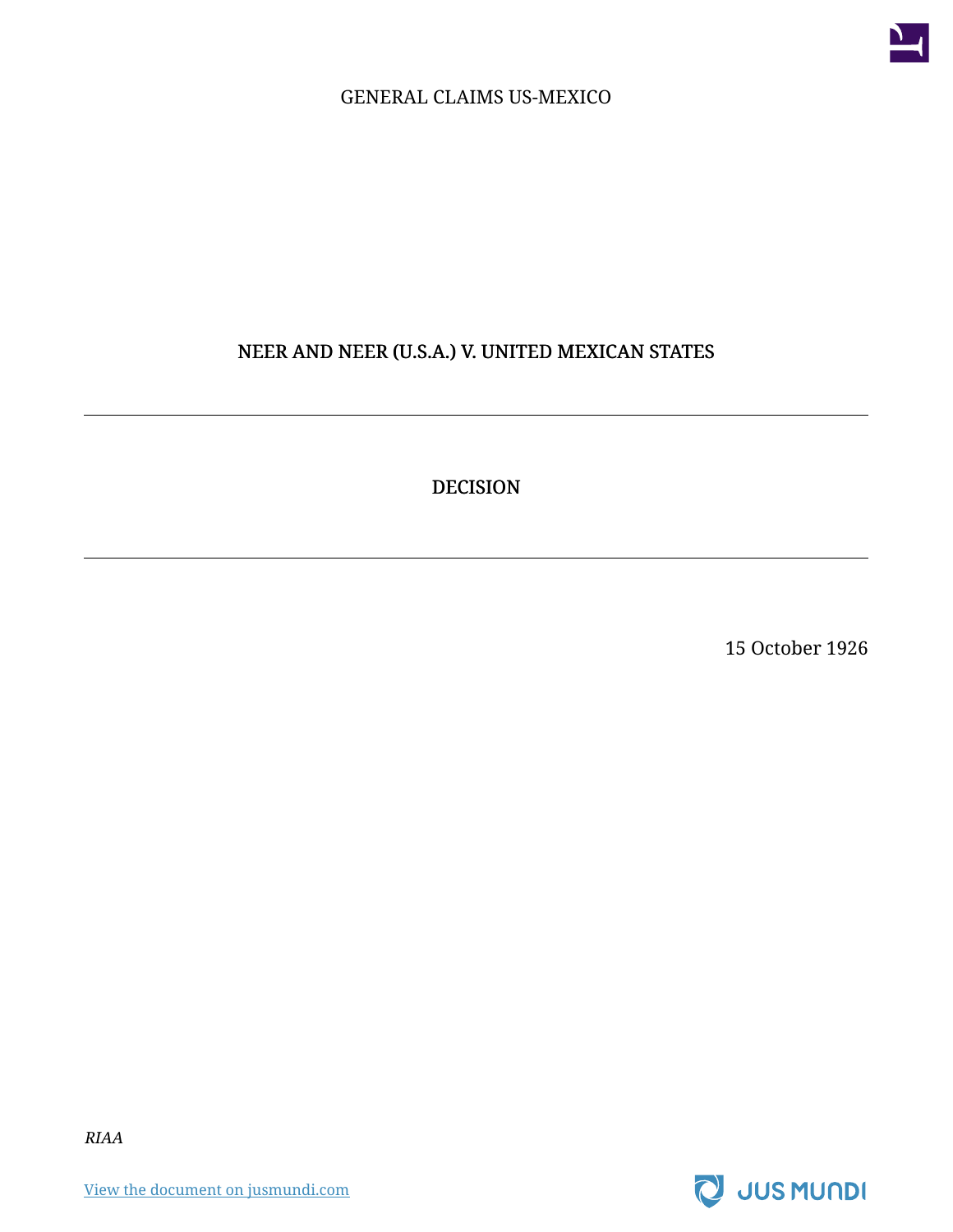GENERAL CLAIMS US-MEXICO

# NEER AND NEER (U.S.A.) V. UNITED MEXICAN STATES

---

## DECISION

---

15 October 1926

*RIAA*

[View the document on jusmundi.com](https://jusmundi.com)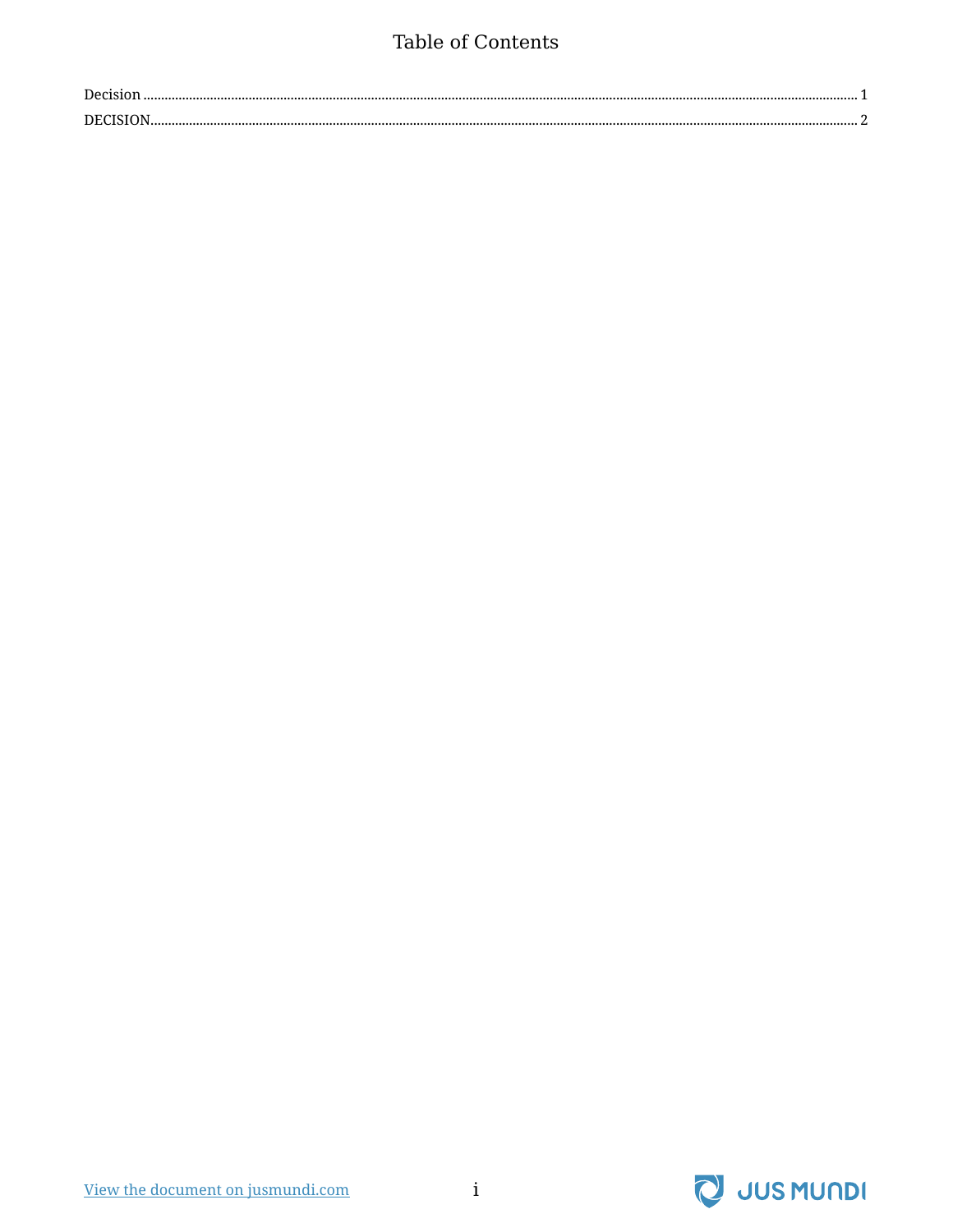# Table of Contents

Decision ........................................................................................................................................................................................................ 1

DECISION..................................................................................................................................................................................................... 2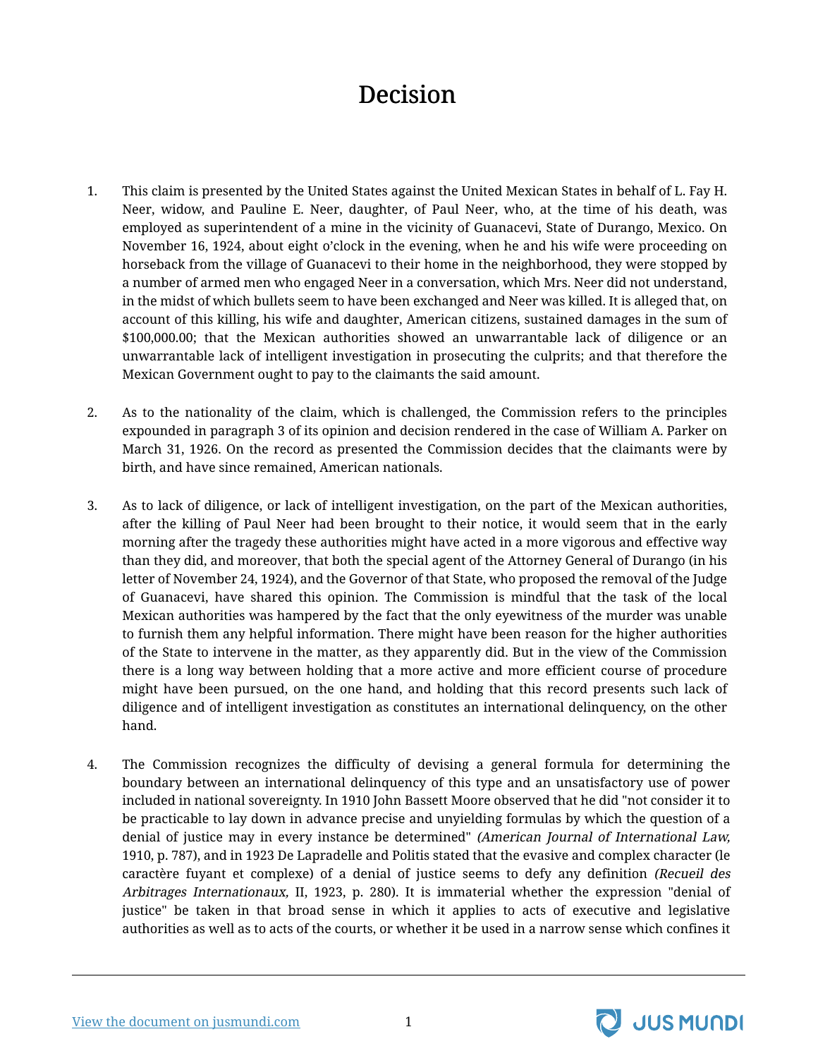# Decision

1. This claim is presented by the United States against the United Mexican States in behalf of L. Fay H. Neer, widow, and Pauline E. Neer, daughter, of Paul Neer, who, at the time of his death, was employed as superintendent of a mine in the vicinity of Guanacevi, State of Durango, Mexico. On November 16, 1924, about eight o'clock in the evening, when he and his wife were proceeding on horseback from the village of Guanacevi to their home in the neighborhood, they were stopped by a number of armed men who engaged Neer in a conversation, which Mrs. Neer did not understand, in the midst of which bullets seem to have been exchanged and Neer was killed. It is alleged that, on account of this killing, his wife and daughter, American citizens, sustained damages in the sum of $100,000.00; that the Mexican authorities showed an unwarrantable lack of diligence or an unwarrantable lack of intelligent investigation in prosecuting the culprits; and that therefore the Mexican Government ought to pay to the claimants the said amount.

2. As to the nationality of the claim, which is challenged, the Commission refers to the principles expounded in paragraph 3 of its opinion and decision rendered in the case of William A. Parker on March 31, 1926. On the record as presented the Commission decides that the claimants were by birth, and have since remained, American nationals.

3. As to lack of diligence, or lack of intelligent investigation, on the part of the Mexican authorities, after the killing of Paul Neer had been brought to their notice, it would seem that in the early morning after the tragedy these authorities might have acted in a more vigorous and effective way than they did, and moreover, that both the special agent of the Attorney General of Durango (in his letter of November 24, 1924), and the Governor of that State, who proposed the removal of the Judge of Guanacevi, have shared this opinion. The Commission is mindful that the task of the local Mexican authorities was hampered by the fact that the only eyewitness of the murder was unable to furnish them any helpful information. There might have been reason for the higher authorities of the State to intervene in the matter, as they apparently did. But in the view of the Commission there is a long way between holding that a more active and more efficient course of procedure might have been pursued, on the one hand, and holding that this record presents such lack of diligence and of intelligent investigation as constitutes an international delinquency, on the other hand.

4. The Commission recognizes the difficulty of devising a general formula for determining the boundary between an international delinquency of this type and an unsatisfactory use of power included in national sovereignty. In 1910 John Bassett Moore observed that he did "not consider it to be practicable to lay down in advance precise and unyielding formulas by which the question of a denial of justice may in every instance be determined" *(American Journal of International Law,* 1910, p. 787), and in 1923 De Lapradelle and Politis stated that the evasive and complex character (le caractère fuyant et complexe) of a denial of justice seems to defy any definition *(Recueil des Arbitrages Internationaux,* II, 1923, p. 280). It is immaterial whether the expression "denial of justice" be taken in that broad sense in which it applies to acts of executive and legislative authorities as well as to acts of the courts, or whether it be used in a narrow sense which confines it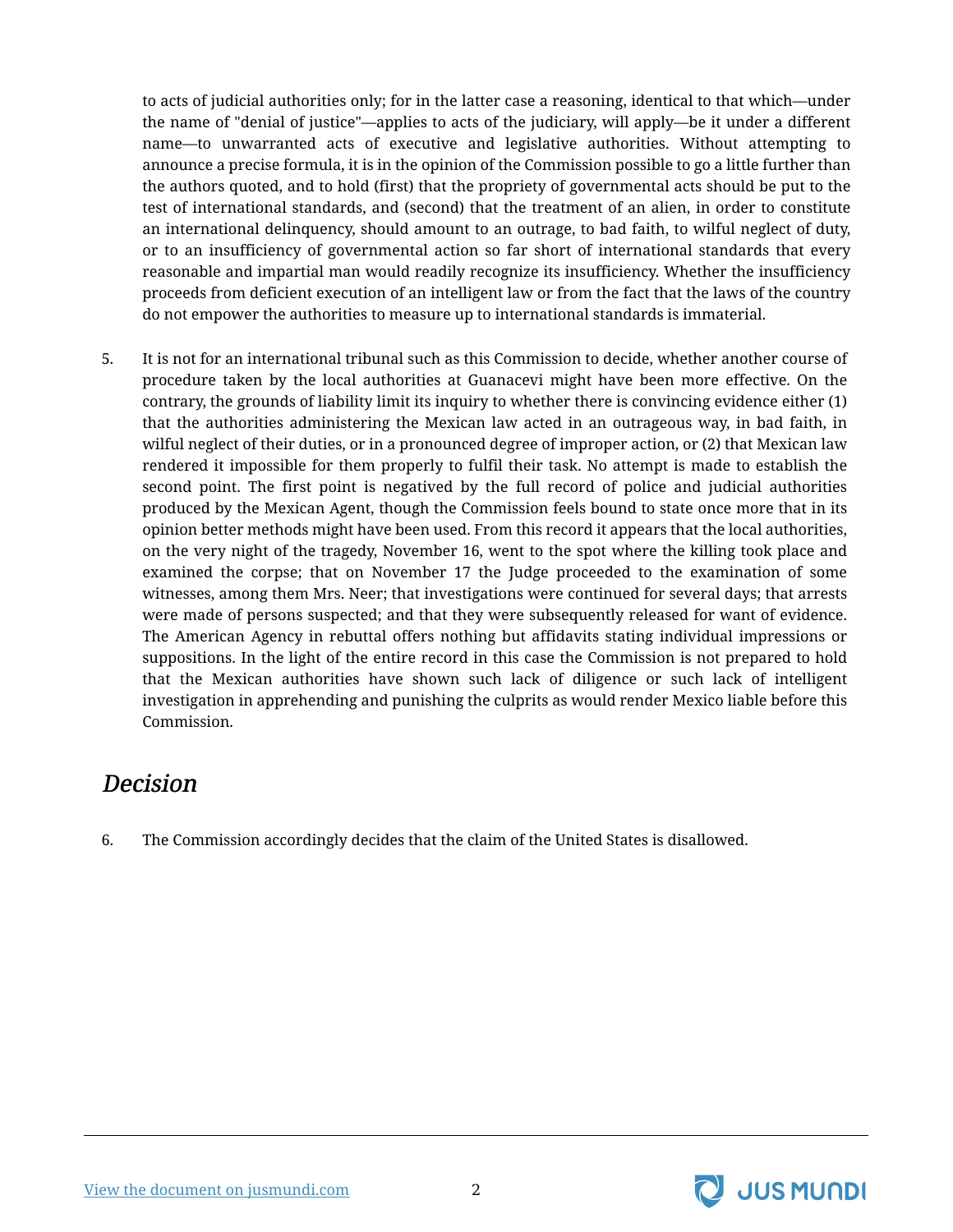to acts of judicial authorities only; for in the latter case a reasoning, identical to that which—under the name of "denial of justice"—applies to acts of the judiciary, will apply—be it under a different name—to unwarranted acts of executive and legislative authorities. Without attempting to announce a precise formula, it is in the opinion of the Commission possible to go a little further than the authors quoted, and to hold (first) that the propriety of governmental acts should be put to the test of international standards, and (second) that the treatment of an alien, in order to constitute an international delinquency, should amount to an outrage, to bad faith, to wilful neglect of duty, or to an insufficiency of governmental action so far short of international standards that every reasonable and impartial man would readily recognize its insufficiency. Whether the insufficiency proceeds from deficient execution of an intelligent law or from the fact that the laws of the country do not empower the authorities to measure up to international standards is immaterial.

5. It is not for an international tribunal such as this Commission to decide, whether another course of procedure taken by the local authorities at Guanacevi might have been more effective. On the contrary, the grounds of liability limit its inquiry to whether there is convincing evidence either (1) that the authorities administering the Mexican law acted in an outrageous way, in bad faith, in wilful neglect of their duties, or in a pronounced degree of improper action, or (2) that Mexican law rendered it impossible for them properly to fulfil their task. No attempt is made to establish the second point. The first point is negatived by the full record of police and judicial authorities produced by the Mexican Agent, though the Commission feels bound to state once more that in its opinion better methods might have been used. From this record it appears that the local authorities, on the very night of the tragedy, November 16, went to the spot where the killing took place and examined the corpse; that on November 17 the Judge proceeded to the examination of some witnesses, among them Mrs. Neer; that investigations were continued for several days; that arrests were made of persons suspected; and that they were subsequently released for want of evidence. The American Agency in rebuttal offers nothing but affidavits stating individual impressions or suppositions. In the light of the entire record in this case the Commission is not prepared to hold that the Mexican authorities have shown such lack of diligence or such lack of intelligent investigation in apprehending and punishing the culprits as would render Mexico liable before this Commission.

## *Decision*

6. The Commission accordingly decides that the claim of the United States is disallowed.